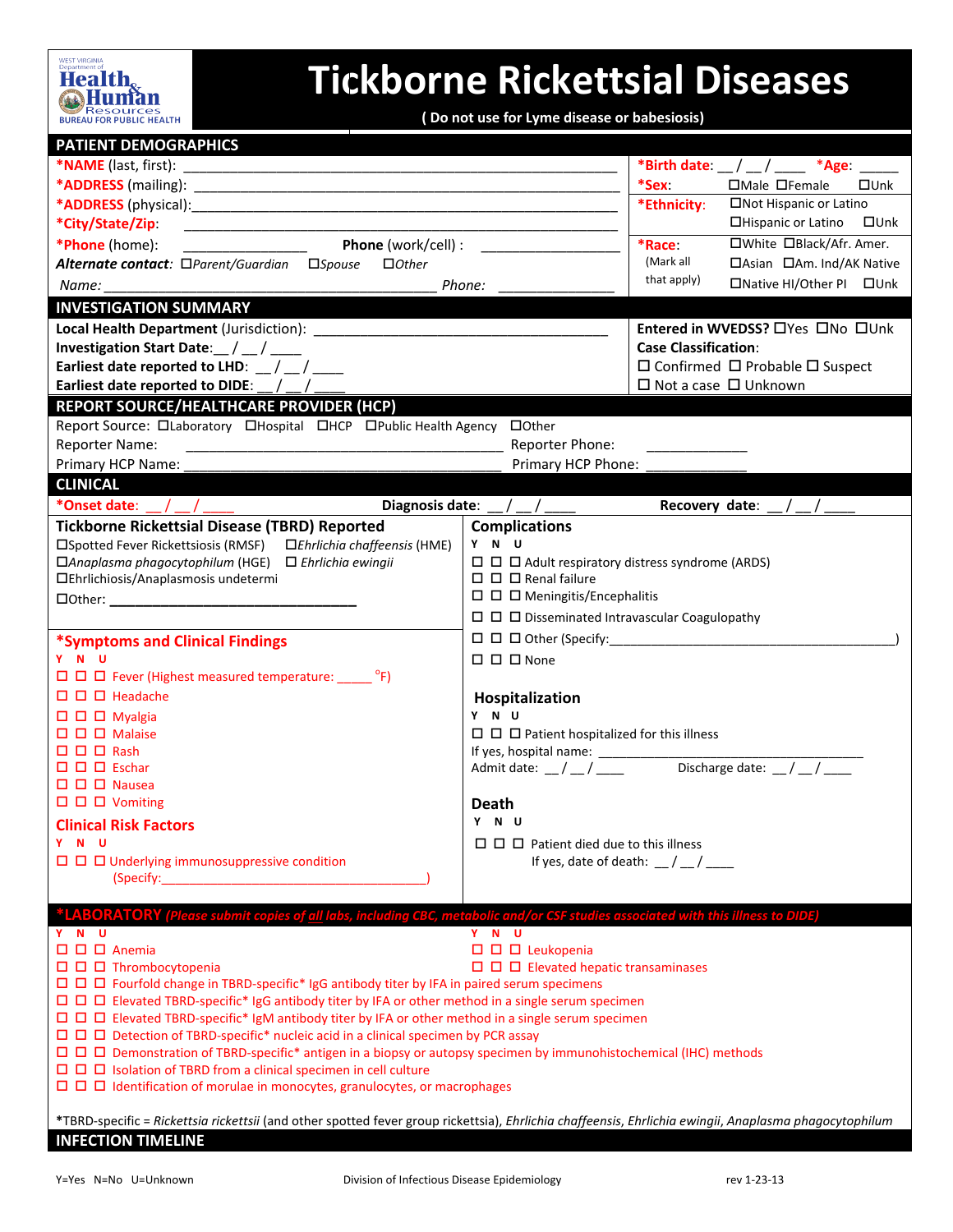WEST VIRGINIA Department of Health & Human Resources BUREAU FOR PUBLIC HEALTH

# Tickborne Rickettsial Diseases

**( Do not use for Lyme disease or babesiosis)**

## PATIENT DEMOGRAPHICS

**\*NAME** (last, first): ______________________________________________

**\*ADDRESS** (mailing): ______________________________________________

**\*ADDRESS** (physical): ______________________________________________

**\*City/State/Zip**: ______________________________________________

**\*Phone** (home): ________________ **Phone** (work/cell) : ________________

***Alternate contact:*** ☐*Parent/Guardian* ☐*Spouse* ☐*Other*

*Name:* ______________________________________ *Phone:* ______________

**\*Birth date**: __ / __ / ____ **\*Age**: _____

**\*Sex**: ☐Male ☐Female ☐Unk

**\*Ethnicity**: ☐Not Hispanic or Latino ☐Hispanic or Latino ☐Unk

**\*Race**: (Mark all that apply) ☐White ☐Black/Afr. Amer. ☐Asian ☐Am. Ind/AK Native ☐Native HI/Other PI ☐Unk

## INVESTIGATION SUMMARY

**Local Health Department** (Jurisdiction): ______________________________________

**Investigation Start Date**:__ / __ / ____

**Earliest date reported to LHD**: __ / __ / ____

**Earliest date reported to DIDE**: __ / __ / ____

**Entered in WVEDSS?** ☐Yes ☐No ☐Unk

**Case Classification**:
☐ Confirmed ☐ Probable ☐ Suspect
☐ Not a case ☐ Unknown

## REPORT SOURCE/HEALTHCARE PROVIDER (HCP)

Report Source: ☐Laboratory ☐Hospital ☐HCP ☐Public Health Agency ☐Other

Reporter Name: ______________________________________ Reporter Phone: _____________

Primary HCP Name: ______________________________________ Primary HCP Phone: _____________

## CLINICAL

**\*Onset date**: __ / __ / ____ **Diagnosis date**: __ / __ / ____ **Recovery date**: __ / __ / ____

### Tickborne Rickettsial Disease (TBRD) Reported

☐Spotted Fever Rickettsiosis (RMSF) ☐*Ehrlichia chaffeensis* (HME)
☐*Anaplasma phagocytophilum* (HGE) ☐ *Ehrlichia ewingii*
☐Ehrlichiosis/Anaplasmosis undetermi
☐Other: ________________________________

### \*Symptoms and Clinical Findings

| Y | N | U | |
|---|---|---|---|
| ☐ | ☐ | ☐ | Fever (Highest measured temperature: _____ °F) |
| ☐ | ☐ | ☐ | Headache |
| ☐ | ☐ | ☐ | Myalgia |
| ☐ | ☐ | ☐ | Malaise |
| ☐ | ☐ | ☐ | Rash |
| ☐ | ☐ | ☐ | Eschar |
| ☐ | ☐ | ☐ | Nausea |
| ☐ | ☐ | ☐ | Vomiting |

### Clinical Risk Factors

| Y | N | U | |
|---|---|---|---|
| ☐ | ☐ | ☐ | Underlying immunosuppressive condition (Specify:______________________________________) |

### Complications

| Y | N | U | |
|---|---|---|---|
| ☐ | ☐ | ☐ | Adult respiratory distress syndrome (ARDS) |
| ☐ | ☐ | ☐ | Renal failure |
| ☐ | ☐ | ☐ | Meningitis/Encephalitis |
| ☐ | ☐ | ☐ | Disseminated Intravascular Coagulopathy |
| ☐ | ☐ | ☐ | Other (Specify:________________________________________) |
| ☐ | ☐ | ☐ | None |

### Hospitalization

| Y | N | U | |
|---|---|---|---|
| ☐ | ☐ | ☐ | Patient hospitalized for this illness |

If yes, hospital name: ______________________________________

Admit date: __ / __ / ____ Discharge date: __ / __ / ____

### Death

| Y | N | U | |
|---|---|---|---|
| ☐ | ☐ | ☐ | Patient died due to this illness |

If yes, date of death: __ / __ / ____

## \*LABORATORY *(Please submit copies of all labs, including CBC, metabolic and/or CSF studies associated with this illness to DIDE)*

| Y | N | U | | Y | N | U | |
|---|---|---|---|---|---|---|---|
| ☐ | ☐ | ☐ | Anemia | ☐ | ☐ | ☐ | Leukopenia |
| ☐ | ☐ | ☐ | Thrombocytopenia | ☐ | ☐ | ☐ | Elevated hepatic transaminases |

| Y | N | U | |
|---|---|---|---|
| ☐ | ☐ | ☐ | Fourfold change in TBRD-specific\* IgG antibody titer by IFA in paired serum specimens |
| ☐ | ☐ | ☐ | Elevated TBRD-specific\* IgG antibody titer by IFA or other method in a single serum specimen |
| ☐ | ☐ | ☐ | Elevated TBRD-specific\* IgM antibody titer by IFA or other method in a single serum specimen |
| ☐ | ☐ | ☐ | Detection of TBRD-specific\* nucleic acid in a clinical specimen by PCR assay |
| ☐ | ☐ | ☐ | Demonstration of TBRD-specific\* antigen in a biopsy or autopsy specimen by immunohistochemical (IHC) methods |
| ☐ | ☐ | ☐ | Isolation of TBRD from a clinical specimen in cell culture |
| ☐ | ☐ | ☐ | Identification of morulae in monocytes, granulocytes, or macrophages |

\*TBRD-specific = *Rickettsia rickettsii* (and other spotted fever group rickettsia), *Ehrlichia chaffeensis*, *Ehrlichia ewingii*, *Anaplasma phagocytophilum*

## INFECTION TIMELINE

Y=Yes N=No U=Unknown Division of Infectious Disease Epidemiology rev 1-23-13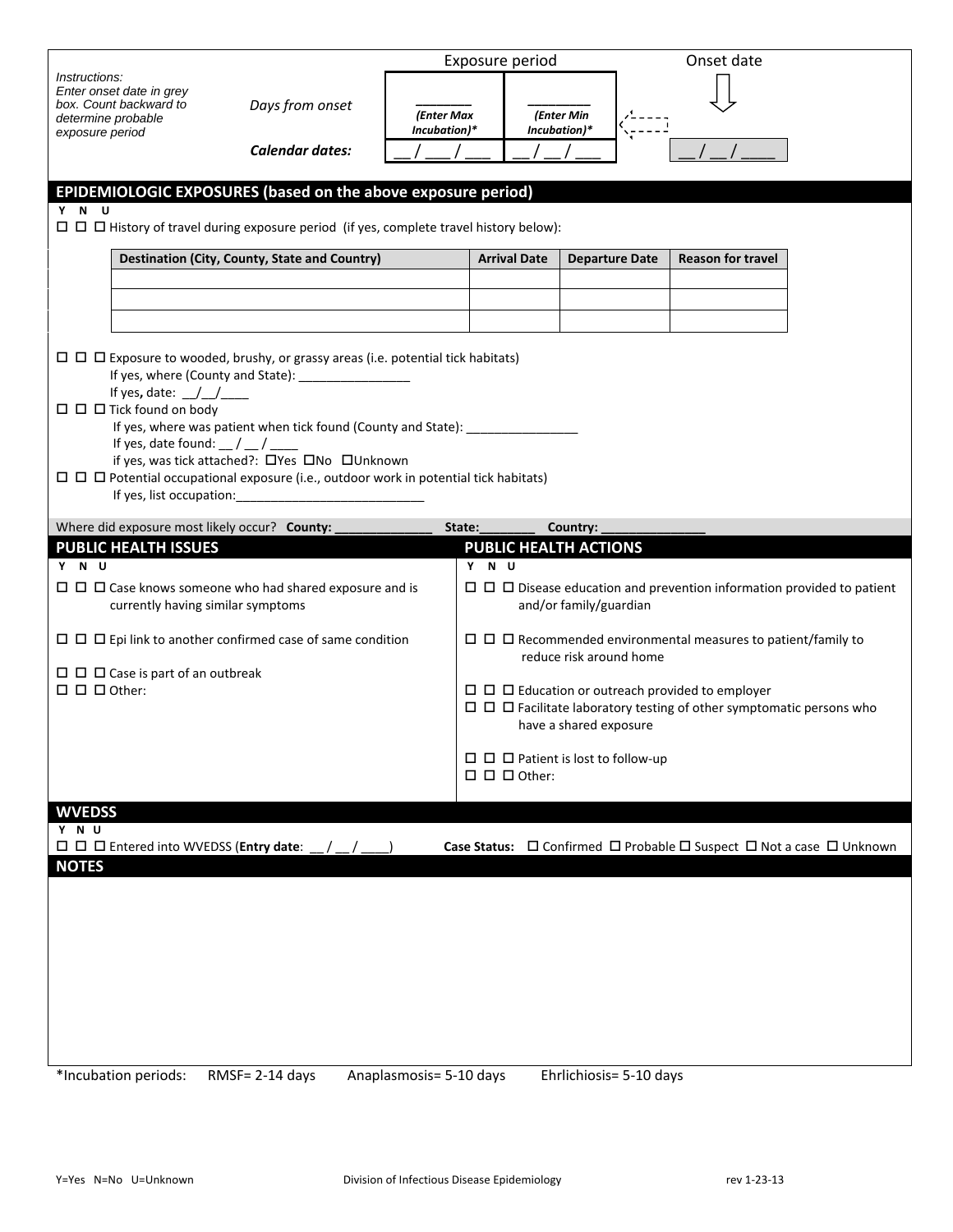*Instructions: Enter onset date in grey box. Count backward to determine probable exposure period*

| | Exposure period | | | Onset date |
|---|---|---|---|---|
| *Days from onset* | ________ ***(Enter Max Incubation)**** | ________ ***(Enter Min Incubation)**** | ← | ⇩ |
| ***Calendar dates:*** | __ / ___ / ___ | __ / __ / ___ | | __ / __ / ____ |

## EPIDEMIOLOGIC EXPOSURES (based on the above exposure period)

**Y N U**

☐ ☐ ☐ History of travel during exposure period (if yes, complete travel history below):

| Destination (City, County, State and Country) | Arrival Date | Departure Date | Reason for travel |
|---|---|---|---|
| | | | |
| | | | |
| | | | |

☐ ☐ ☐ Exposure to wooded, brushy, or grassy areas (i.e. potential tick habitats)
If yes, where (County and State): ________________
If yes, date: __/__/____

☐ ☐ ☐ Tick found on body
If yes, where was patient when tick found (County and State): ________________
If yes, date found: __ / __ / ____
if yes, was tick attached?: ☐Yes ☐No ☐Unknown

☐ ☐ ☐ Potential occupational exposure (i.e., outdoor work in potential tick habitats)
If yes, list occupation:___________________________

Where did exposure most likely occur? **County: ______________ State:________ Country: ______________**

## PUBLIC HEALTH ISSUES

**Y N U**

☐ ☐ ☐ Case knows someone who had shared exposure and is currently having similar symptoms

☐ ☐ ☐ Epi link to another confirmed case of same condition

☐ ☐ ☐ Case is part of an outbreak

☐ ☐ ☐ Other:

## PUBLIC HEALTH ACTIONS

**Y N U**

☐ ☐ ☐ Disease education and prevention information provided to patient and/or family/guardian

☐ ☐ ☐ Recommended environmental measures to patient/family to reduce risk around home

☐ ☐ ☐ Education or outreach provided to employer

☐ ☐ ☐ Facilitate laboratory testing of other symptomatic persons who have a shared exposure

☐ ☐ ☐ Patient is lost to follow-up

☐ ☐ ☐ Other:

## WVEDSS

**Y N U**

☐ ☐ ☐ Entered into WVEDSS (**Entry date**: __ / __ / ____) **Case Status:** ☐ Confirmed ☐ Probable ☐ Suspect ☐ Not a case ☐ Unknown

## NOTES

*Incubation periods: RMSF= 2-14 days Anaplasmosis= 5-10 days Ehrlichiosis= 5-10 days

Y=Yes N=No U=Unknown Division of Infectious Disease Epidemiology rev 1-23-13